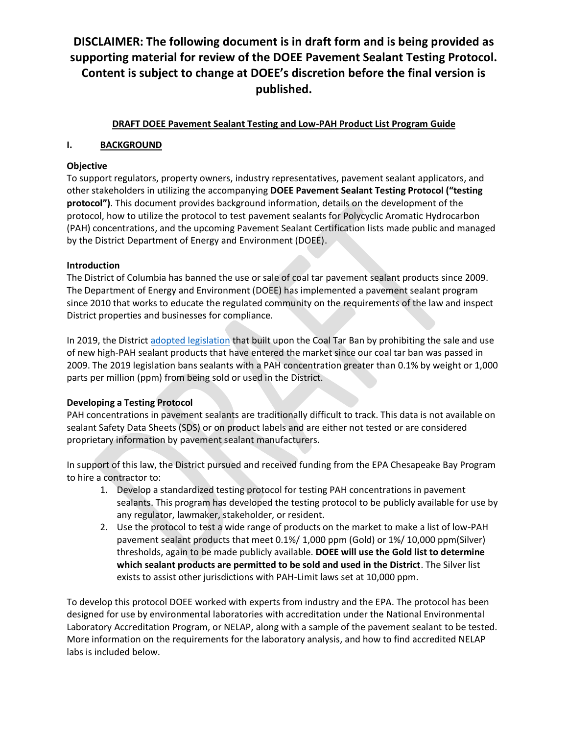**DISCLAIMER: The following document is in draft form and is being provided as supporting material for review of the DOEE Pavement Sealant Testing Protocol. Content is subject to change at DOEE's discretion before the final version is published.**

# DRAFT DOEE Pavement Sealant Testing and Low-PAH Product List Program Guide

## I. BACKGROUND

### Objective

To support regulators, property owners, industry representatives, pavement sealant applicators, and other stakeholders in utilizing the accompanying **DOEE Pavement Sealant Testing Protocol ("testing protocol")**. This document provides background information, details on the development of the protocol, how to utilize the protocol to test pavement sealants for Polycyclic Aromatic Hydrocarbon (PAH) concentrations, and the upcoming Pavement Sealant Certification lists made public and managed by the District Department of Energy and Environment (DOEE).

### Introduction

The District of Columbia has banned the use or sale of coal tar pavement sealant products since 2009. The Department of Energy and Environment (DOEE) has implemented a pavement sealant program since 2010 that works to educate the regulated community on the requirements of the law and inspect District properties and businesses for compliance.

In 2019, the District adopted legislation that built upon the Coal Tar Ban by prohibiting the sale and use of new high-PAH sealant products that have entered the market since our coal tar ban was passed in 2009. The 2019 legislation bans sealants with a PAH concentration greater than 0.1% by weight or 1,000 parts per million (ppm) from being sold or used in the District.

### Developing a Testing Protocol

PAH concentrations in pavement sealants are traditionally difficult to track. This data is not available on sealant Safety Data Sheets (SDS) or on product labels and are either not tested or are considered proprietary information by pavement sealant manufacturers.

In support of this law, the District pursued and received funding from the EPA Chesapeake Bay Program to hire a contractor to:

1. Develop a standardized testing protocol for testing PAH concentrations in pavement sealants. This program has developed the testing protocol to be publicly available for use by any regulator, lawmaker, stakeholder, or resident.
2. Use the protocol to test a wide range of products on the market to make a list of low-PAH pavement sealant products that meet 0.1%/ 1,000 ppm (Gold) or 1%/ 10,000 ppm(Silver) thresholds, again to be made publicly available. **DOEE will use the Gold list to determine which sealant products are permitted to be sold and used in the District**. The Silver list exists to assist other jurisdictions with PAH-Limit laws set at 10,000 ppm.

To develop this protocol DOEE worked with experts from industry and the EPA. The protocol has been designed for use by environmental laboratories with accreditation under the National Environmental Laboratory Accreditation Program, or NELAP, along with a sample of the pavement sealant to be tested. More information on the requirements for the laboratory analysis, and how to find accredited NELAP labs is included below.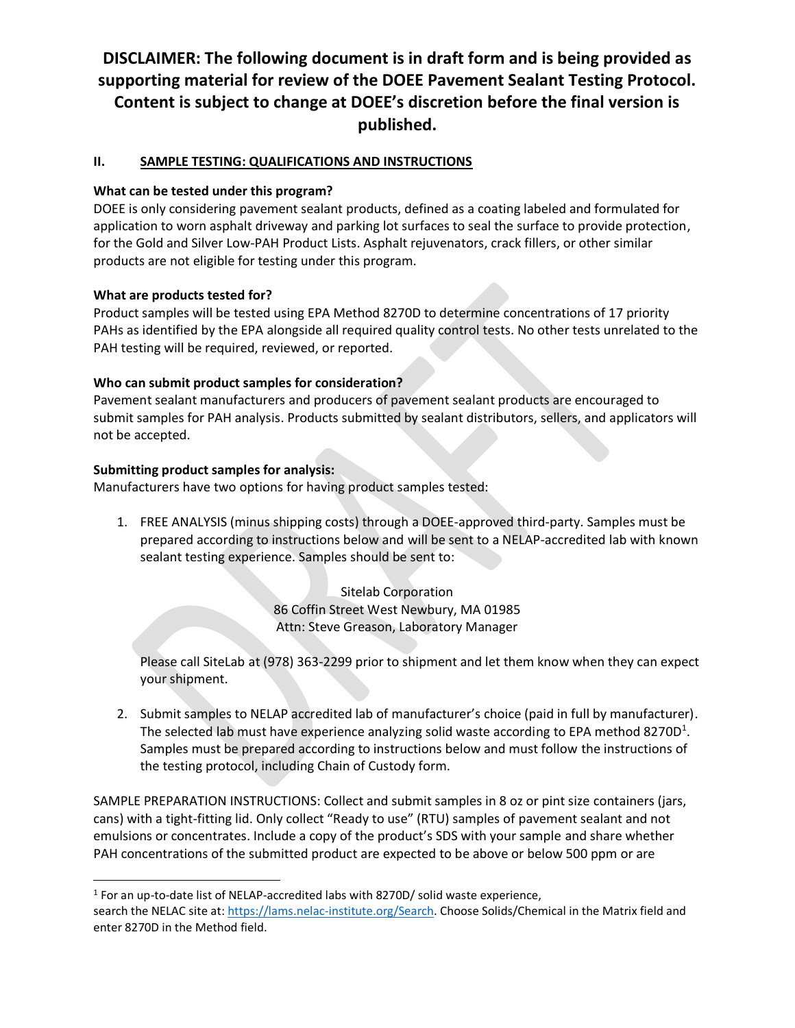**DISCLAIMER: The following document is in draft form and is being provided as supporting material for review of the DOEE Pavement Sealant Testing Protocol. Content is subject to change at DOEE's discretion before the final version is published.**

## II. SAMPLE TESTING: QUALIFICATIONS AND INSTRUCTIONS

**What can be tested under this program?**

DOEE is only considering pavement sealant products, defined as a coating labeled and formulated for application to worn asphalt driveway and parking lot surfaces to seal the surface to provide protection, for the Gold and Silver Low-PAH Product Lists. Asphalt rejuvenators, crack fillers, or other similar products are not eligible for testing under this program.

**What are products tested for?**

Product samples will be tested using EPA Method 8270D to determine concentrations of 17 priority PAHs as identified by the EPA alongside all required quality control tests. No other tests unrelated to the PAH testing will be required, reviewed, or reported.

**Who can submit product samples for consideration?**

Pavement sealant manufacturers and producers of pavement sealant products are encouraged to submit samples for PAH analysis. Products submitted by sealant distributors, sellers, and applicators will not be accepted.

**Submitting product samples for analysis:**

Manufacturers have two options for having product samples tested:

1. FREE ANALYSIS (minus shipping costs) through a DOEE-approved third-party. Samples must be prepared according to instructions below and will be sent to a NELAP-accredited lab with known sealant testing experience. Samples should be sent to:

   Sitelab Corporation
   86 Coffin Street West Newbury, MA 01985
   Attn: Steve Greason, Laboratory Manager

   Please call SiteLab at (978) 363-2299 prior to shipment and let them know when they can expect your shipment.

2. Submit samples to NELAP accredited lab of manufacturer's choice (paid in full by manufacturer). The selected lab must have experience analyzing solid waste according to EPA method 8270D[1]. Samples must be prepared according to instructions below and must follow the instructions of the testing protocol, including Chain of Custody form.

SAMPLE PREPARATION INSTRUCTIONS: Collect and submit samples in 8 oz or pint size containers (jars, cans) with a tight-fitting lid. Only collect "Ready to use" (RTU) samples of pavement sealant and not emulsions or concentrates. Include a copy of the product's SDS with your sample and share whether PAH concentrations of the submitted product are expected to be above or below 500 ppm or are

---

[1] For an up-to-date list of NELAP-accredited labs with 8270D/ solid waste experience, search the NELAC site at: https://lams.nelac-institute.org/Search. Choose Solids/Chemical in the Matrix field and enter 8270D in the Method field.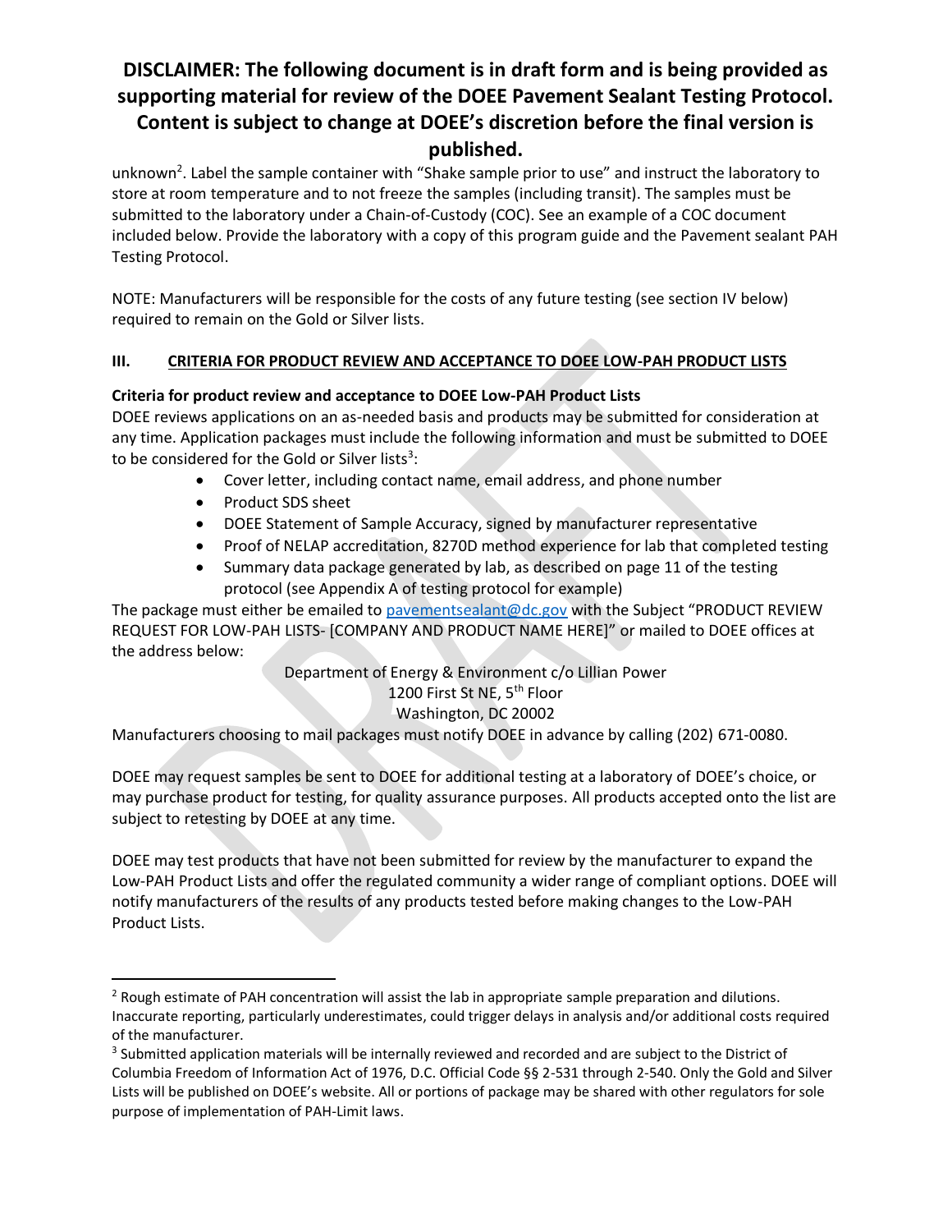**DISCLAIMER: The following document is in draft form and is being provided as supporting material for review of the DOEE Pavement Sealant Testing Protocol. Content is subject to change at DOEE's discretion before the final version is published.**

unknown[2]. Label the sample container with "Shake sample prior to use" and instruct the laboratory to store at room temperature and to not freeze the samples (including transit). The samples must be submitted to the laboratory under a Chain-of-Custody (COC). See an example of a COC document included below. Provide the laboratory with a copy of this program guide and the Pavement sealant PAH Testing Protocol.

NOTE: Manufacturers will be responsible for the costs of any future testing (see section IV below) required to remain on the Gold or Silver lists.

## III. CRITERIA FOR PRODUCT REVIEW AND ACCEPTANCE TO DOEE LOW-PAH PRODUCT LISTS

**Criteria for product review and acceptance to DOEE Low-PAH Product Lists**

DOEE reviews applications on an as-needed basis and products may be submitted for consideration at any time. Application packages must include the following information and must be submitted to DOEE to be considered for the Gold or Silver lists[3]:

- Cover letter, including contact name, email address, and phone number
- Product SDS sheet
- DOEE Statement of Sample Accuracy, signed by manufacturer representative
- Proof of NELAP accreditation, 8270D method experience for lab that completed testing
- Summary data package generated by lab, as described on page 11 of the testing protocol (see Appendix A of testing protocol for example)

The package must either be emailed to pavementsealant@dc.gov with the Subject "PRODUCT REVIEW REQUEST FOR LOW-PAH LISTS- [COMPANY AND PRODUCT NAME HERE]" or mailed to DOEE offices at the address below:

Department of Energy & Environment c/o Lillian Power
1200 First St NE, 5th Floor
Washington, DC 20002

Manufacturers choosing to mail packages must notify DOEE in advance by calling (202) 671-0080.

DOEE may request samples be sent to DOEE for additional testing at a laboratory of DOEE's choice, or may purchase product for testing, for quality assurance purposes. All products accepted onto the list are subject to retesting by DOEE at any time.

DOEE may test products that have not been submitted for review by the manufacturer to expand the Low-PAH Product Lists and offer the regulated community a wider range of compliant options. DOEE will notify manufacturers of the results of any products tested before making changes to the Low-PAH Product Lists.

---

[2] Rough estimate of PAH concentration will assist the lab in appropriate sample preparation and dilutions. Inaccurate reporting, particularly underestimates, could trigger delays in analysis and/or additional costs required of the manufacturer.

[3] Submitted application materials will be internally reviewed and recorded and are subject to the District of Columbia Freedom of Information Act of 1976, D.C. Official Code §§ 2-531 through 2-540. Only the Gold and Silver Lists will be published on DOEE's website. All or portions of package may be shared with other regulators for sole purpose of implementation of PAH-Limit laws.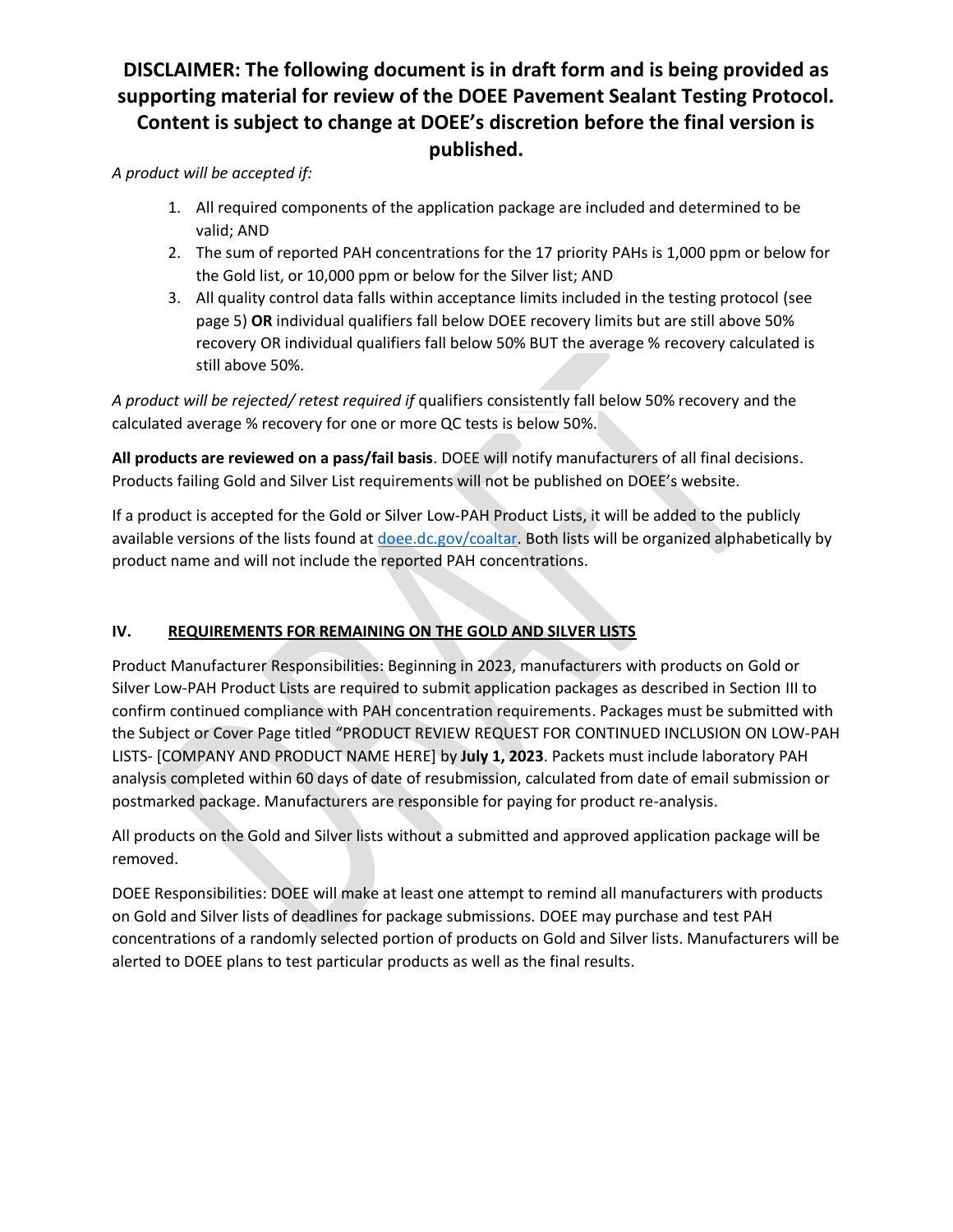**DISCLAIMER: The following document is in draft form and is being provided as supporting material for review of the DOEE Pavement Sealant Testing Protocol. Content is subject to change at DOEE's discretion before the final version is published.**

*A product will be accepted if:*

1. All required components of the application package are included and determined to be valid; AND
2. The sum of reported PAH concentrations for the 17 priority PAHs is 1,000 ppm or below for the Gold list, or 10,000 ppm or below for the Silver list; AND
3. All quality control data falls within acceptance limits included in the testing protocol (see page 5) **OR** individual qualifiers fall below DOEE recovery limits but are still above 50% recovery OR individual qualifiers fall below 50% BUT the average % recovery calculated is still above 50%.

*A product will be rejected/ retest required if* qualifiers consistently fall below 50% recovery and the calculated average % recovery for one or more QC tests is below 50%.

**All products are reviewed on a pass/fail basis**. DOEE will notify manufacturers of all final decisions. Products failing Gold and Silver List requirements will not be published on DOEE's website.

If a product is accepted for the Gold or Silver Low-PAH Product Lists, it will be added to the publicly available versions of the lists found at [doee.dc.gov/coaltar](doee.dc.gov/coaltar). Both lists will be organized alphabetically by product name and will not include the reported PAH concentrations.

## IV. REQUIREMENTS FOR REMAINING ON THE GOLD AND SILVER LISTS

Product Manufacturer Responsibilities: Beginning in 2023, manufacturers with products on Gold or Silver Low-PAH Product Lists are required to submit application packages as described in Section III to confirm continued compliance with PAH concentration requirements. Packages must be submitted with the Subject or Cover Page titled "PRODUCT REVIEW REQUEST FOR CONTINUED INCLUSION ON LOW-PAH LISTS- [COMPANY AND PRODUCT NAME HERE] by **July 1, 2023**. Packets must include laboratory PAH analysis completed within 60 days of date of resubmission, calculated from date of email submission or postmarked package. Manufacturers are responsible for paying for product re-analysis.

All products on the Gold and Silver lists without a submitted and approved application package will be removed.

DOEE Responsibilities: DOEE will make at least one attempt to remind all manufacturers with products on Gold and Silver lists of deadlines for package submissions. DOEE may purchase and test PAH concentrations of a randomly selected portion of products on Gold and Silver lists. Manufacturers will be alerted to DOEE plans to test particular products as well as the final results.